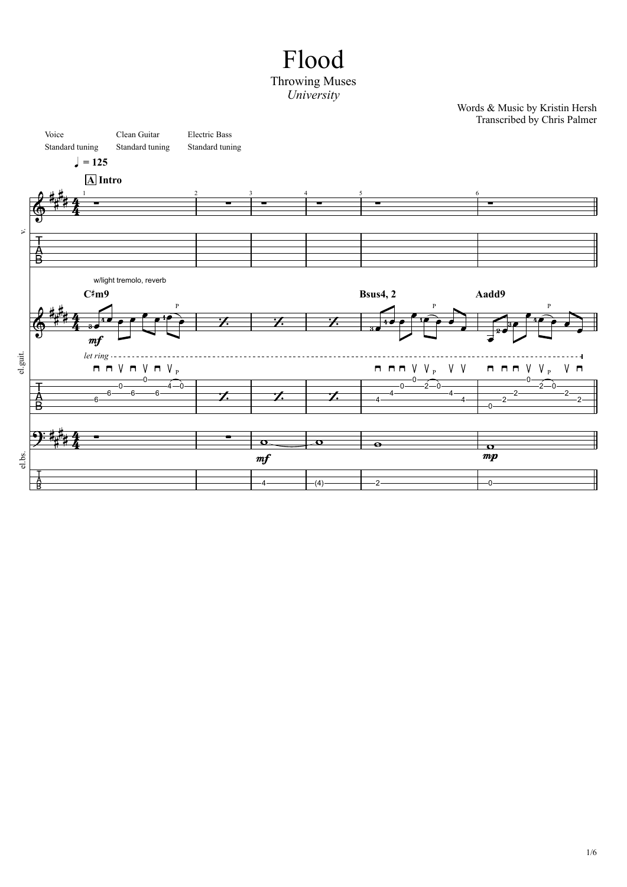# Flood

## Throwing Muses

*University*

Words & Music by Kristin Hersh
Transcribed by Chris Palmer

Voice — Standard tuning
Clean Guitar — Standard tuning
Electric Bass — Standard tuning

♩ = 125

**A** **Intro**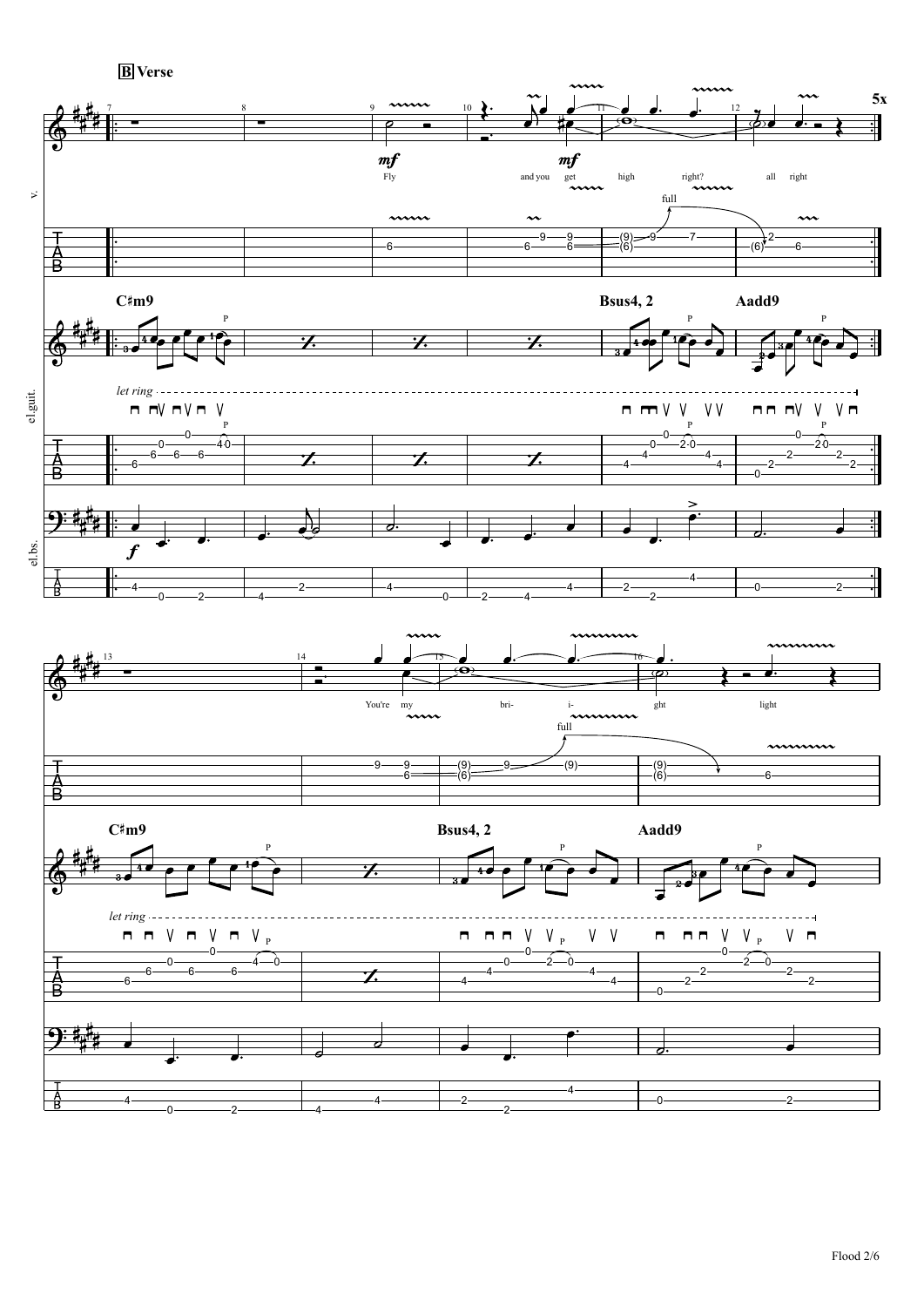## B Verse

Fly and you get high right? all right

C♯m9 Bsus4, 2 Aadd9

*let ring*

5x

You're my bri- i- ght light

C♯m9 Bsus4, 2 Aadd9

*let ring*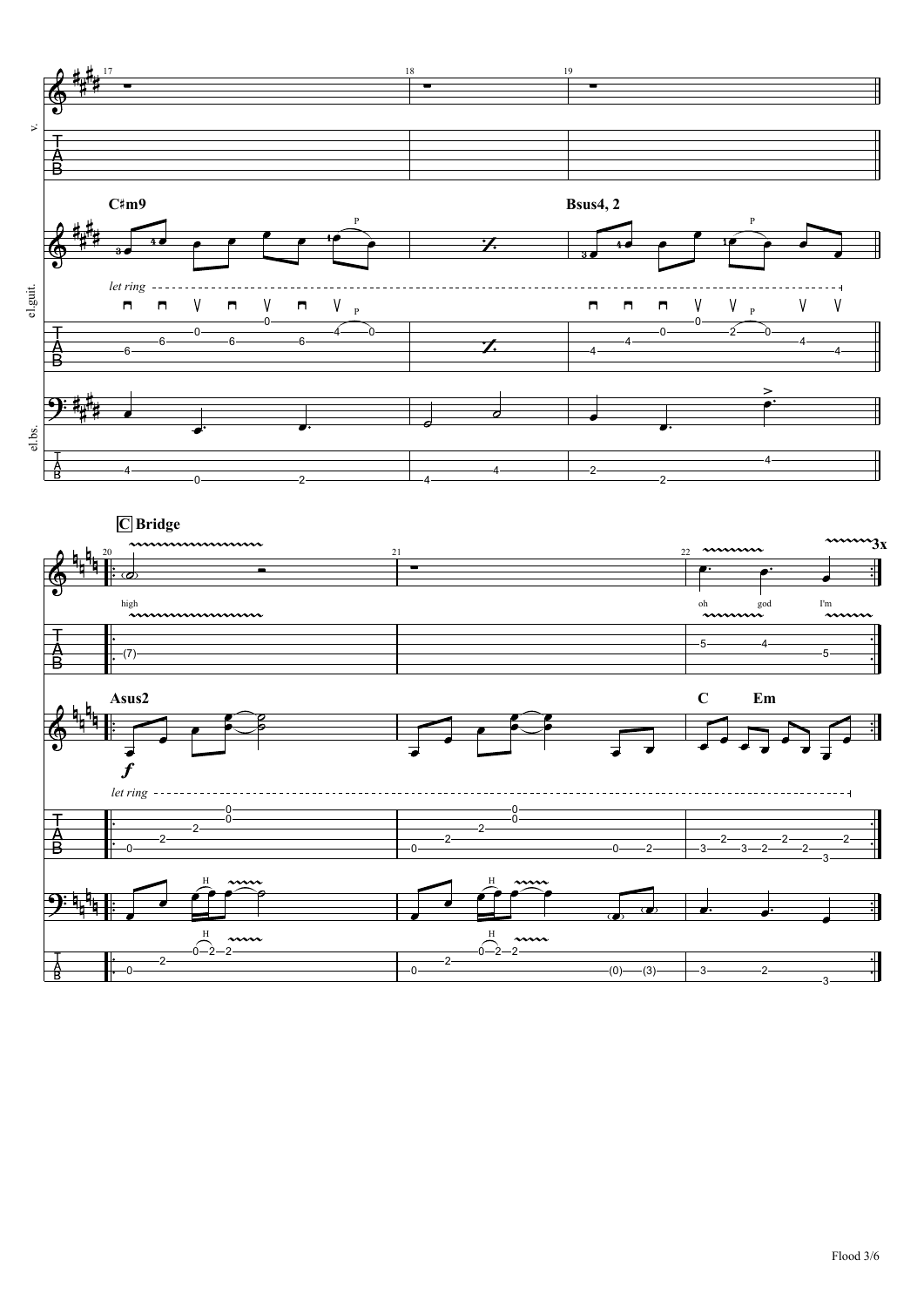C♯m9

Bsus4, 2

let ring

**C Bridge**

high

oh god I'm

3x

Asus2

C Em

let ring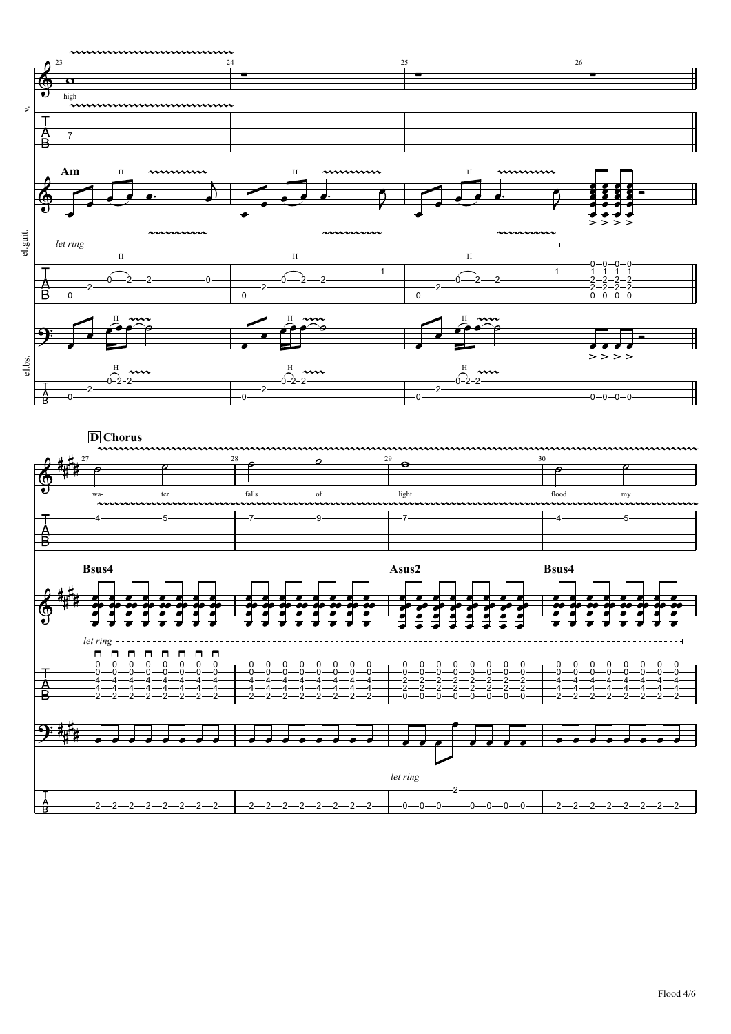## D Chorus

wa- ter falls of light flood my

Am

Bsus4 Asus2 Bsus4

let ring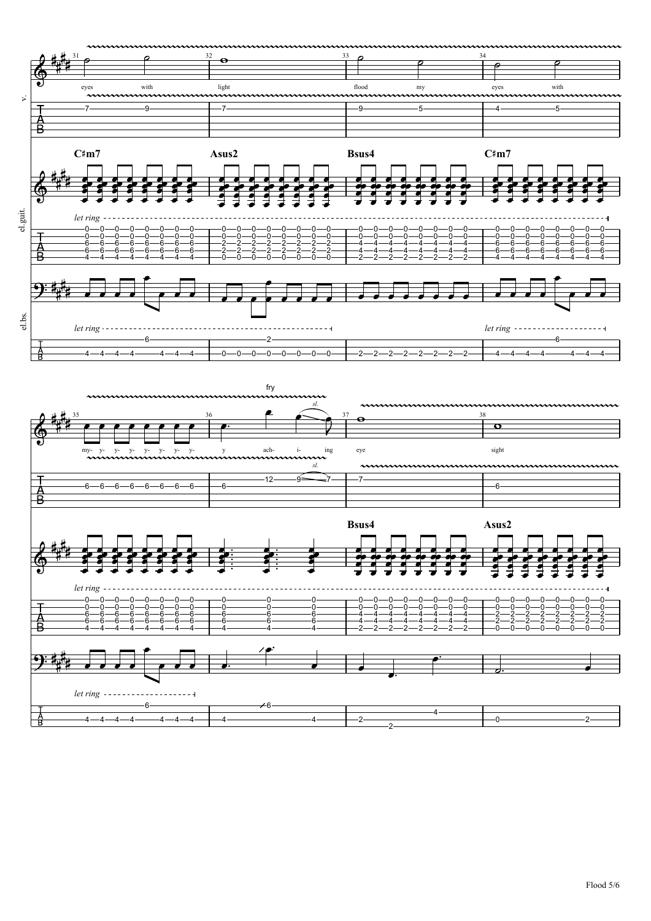v.

eyes with light flood my eyes with

my- y- y- y- y- y- y- y- y ach- i- ing eye sight

fry

el.guit.

C♯m7 Asus2 Bsus4 C♯m7

Bsus4 Asus2

*let ring*

el.bs.

*let ring*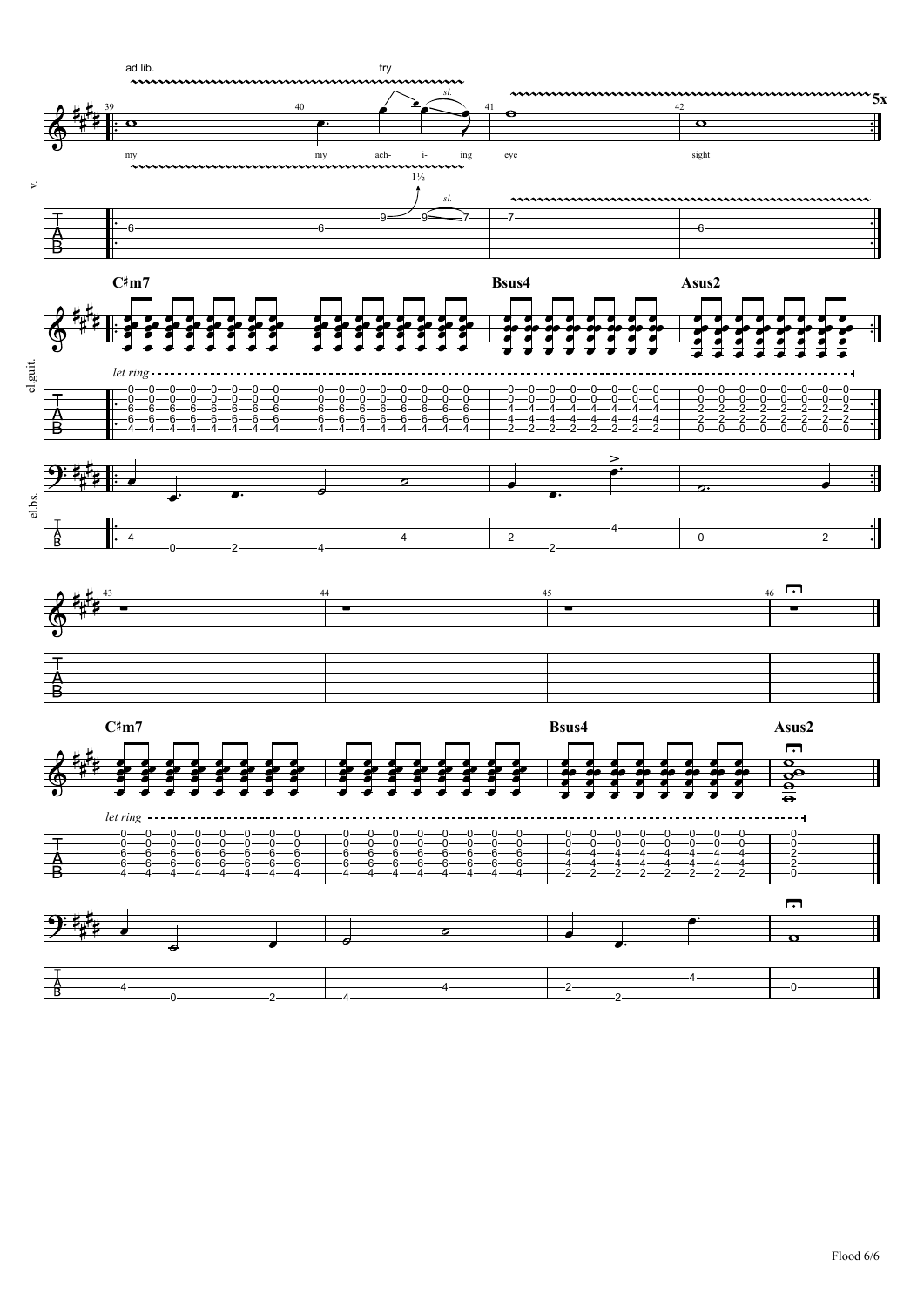ad lib.

fry

my my ach- i- ing eye sight

5x

C♯m7 Bsus4 Asus2

let ring

C♯m7 Bsus4 Asus2

let ring